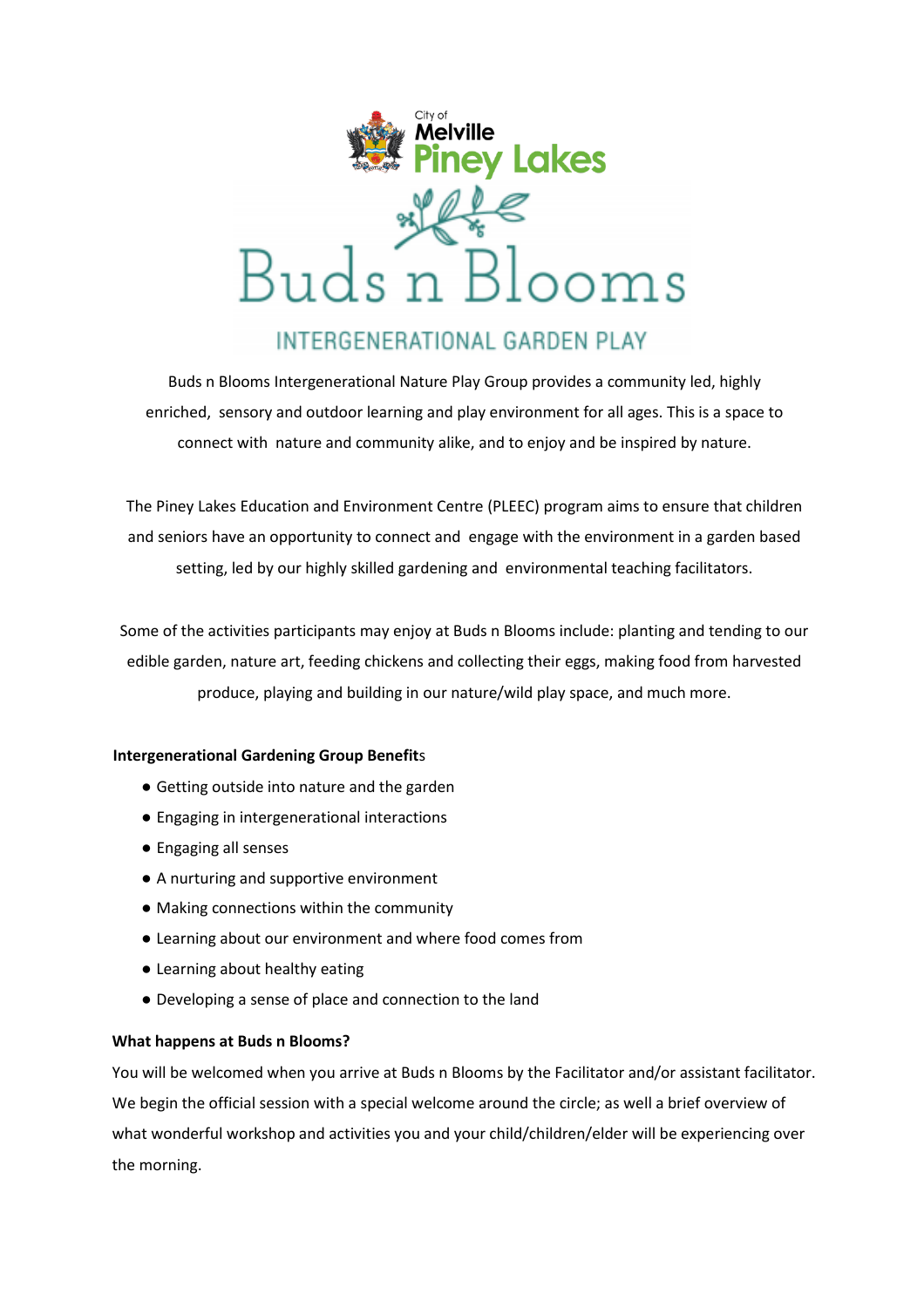City of Melville Piney Lakes

# Buds n Blooms

## INTERGENERATIONAL GARDEN PLAY

Buds n Blooms Intergenerational Nature Play Group provides a community led, highly enriched, sensory and outdoor learning and play environment for all ages. This is a space to connect with nature and community alike, and to enjoy and be inspired by nature.

The Piney Lakes Education and Environment Centre (PLEEC) program aims to ensure that children and seniors have an opportunity to connect and engage with the environment in a garden based setting, led by our highly skilled gardening and environmental teaching facilitators.

Some of the activities participants may enjoy at Buds n Blooms include: planting and tending to our edible garden, nature art, feeding chickens and collecting their eggs, making food from harvested produce, playing and building in our nature/wild play space, and much more.

**Intergenerational Gardening Group Benefit**s

- Getting outside into nature and the garden
- Engaging in intergenerational interactions
- Engaging all senses
- A nurturing and supportive environment
- Making connections within the community
- Learning about our environment and where food comes from
- Learning about healthy eating
- Developing a sense of place and connection to the land

**What happens at Buds n Blooms?**

You will be welcomed when you arrive at Buds n Blooms by the Facilitator and/or assistant facilitator. We begin the official session with a special welcome around the circle; as well a brief overview of what wonderful workshop and activities you and your child/children/elder will be experiencing over the morning.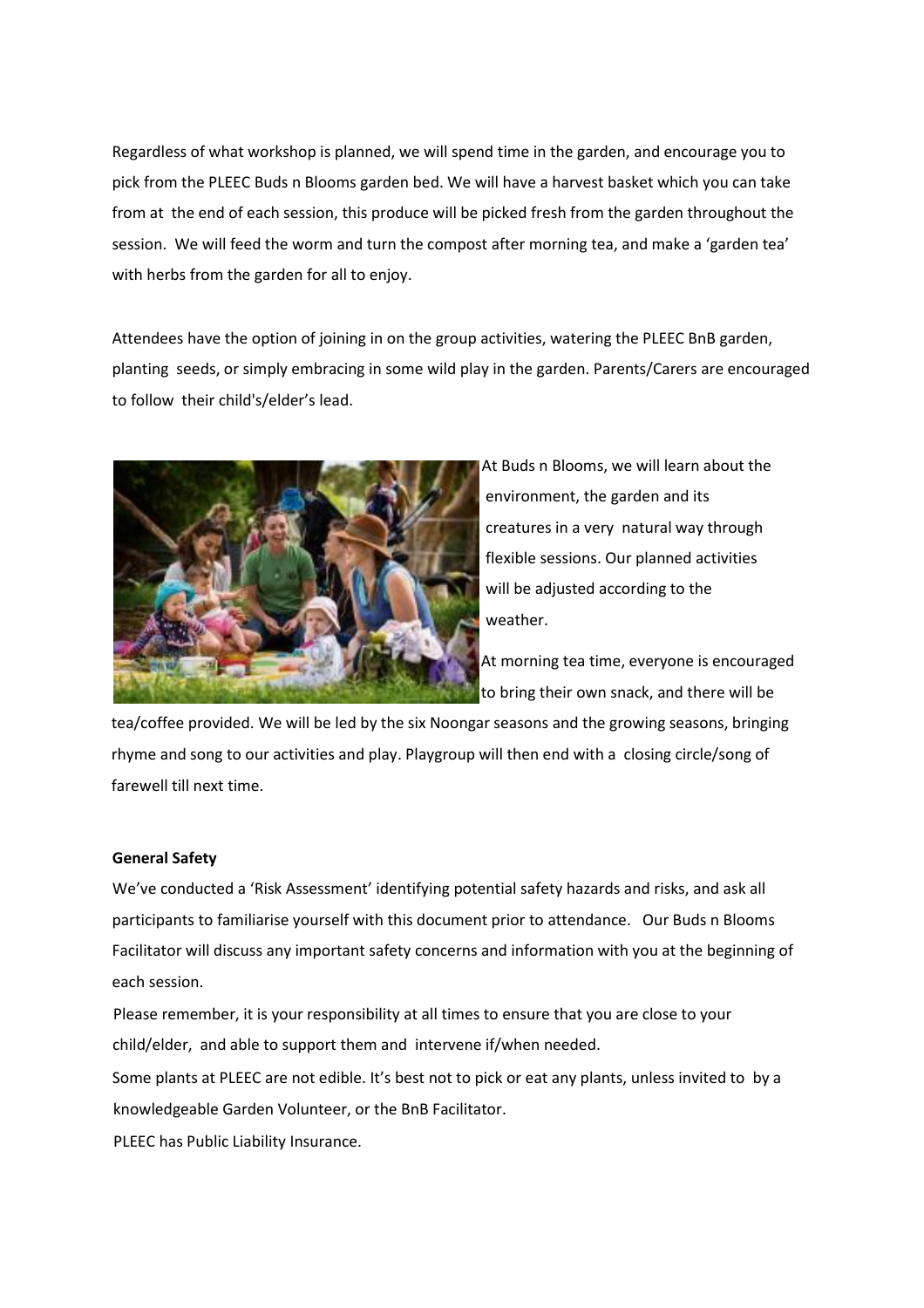Regardless of what workshop is planned, we will spend time in the garden, and encourage you to pick from the PLEEC Buds n Blooms garden bed. We will have a harvest basket which you can take from at the end of each session, this produce will be picked fresh from the garden throughout the session. We will feed the worm and turn the compost after morning tea, and make a 'garden tea' with herbs from the garden for all to enjoy.

Attendees have the option of joining in on the group activities, watering the PLEEC BnB garden, planting seeds, or simply embracing in some wild play in the garden. Parents/Carers are encouraged to follow their child's/elder's lead.

At Buds n Blooms, we will learn about the environment, the garden and its creatures in a very natural way through flexible sessions. Our planned activities will be adjusted according to the weather.

At morning tea time, everyone is encouraged to bring their own snack, and there will be tea/coffee provided. We will be led by the six Noongar seasons and the growing seasons, bringing rhyme and song to our activities and play. Playgroup will then end with a closing circle/song of farewell till next time.

**General Safety**

We've conducted a 'Risk Assessment' identifying potential safety hazards and risks, and ask all participants to familiarise yourself with this document prior to attendance. Our Buds n Blooms Facilitator will discuss any important safety concerns and information with you at the beginning of each session.

Please remember, it is your responsibility at all times to ensure that you are close to your child/elder, and able to support them and intervene if/when needed.

Some plants at PLEEC are not edible. It's best not to pick or eat any plants, unless invited to by a knowledgeable Garden Volunteer, or the BnB Facilitator.

PLEEC has Public Liability Insurance.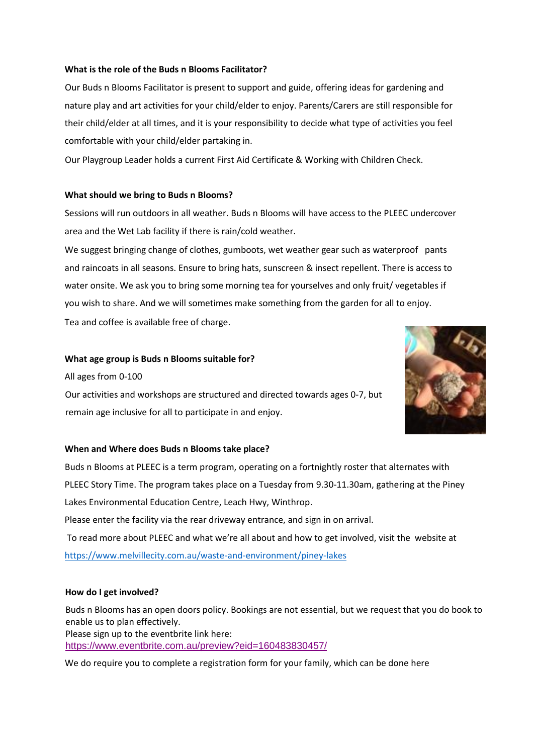**What is the role of the Buds n Blooms Facilitator?**

Our Buds n Blooms Facilitator is present to support and guide, offering ideas for gardening and nature play and art activities for your child/elder to enjoy. Parents/Carers are still responsible for their child/elder at all times, and it is your responsibility to decide what type of activities you feel comfortable with your child/elder partaking in.

Our Playgroup Leader holds a current First Aid Certificate & Working with Children Check.

**What should we bring to Buds n Blooms?**

Sessions will run outdoors in all weather. Buds n Blooms will have access to the PLEEC undercover area and the Wet Lab facility if there is rain/cold weather.

We suggest bringing change of clothes, gumboots, wet weather gear such as waterproof pants and raincoats in all seasons. Ensure to bring hats, sunscreen & insect repellent. There is access to water onsite. We ask you to bring some morning tea for yourselves and only fruit/ vegetables if you wish to share. And we will sometimes make something from the garden for all to enjoy.

Tea and coffee is available free of charge.

**What age group is Buds n Blooms suitable for?**

All ages from 0-100

Our activities and workshops are structured and directed towards ages 0-7, but remain age inclusive for all to participate in and enjoy.

**When and Where does Buds n Blooms take place?**

Buds n Blooms at PLEEC is a term program, operating on a fortnightly roster that alternates with PLEEC Story Time. The program takes place on a Tuesday from 9.30-11.30am, gathering at the Piney Lakes Environmental Education Centre, Leach Hwy, Winthrop.

Please enter the facility via the rear driveway entrance, and sign in on arrival.

To read more about PLEEC and what we're all about and how to get involved, visit the website at https://www.melvillecity.com.au/waste-and-environment/piney-lakes

**How do I get involved?**

Buds n Blooms has an open doors policy. Bookings are not essential, but we request that you do book to enable us to plan effectively.

Please sign up to the eventbrite link here:

https://www.eventbrite.com.au/preview?eid=160483830457/

We do require you to complete a registration form for your family, which can be done here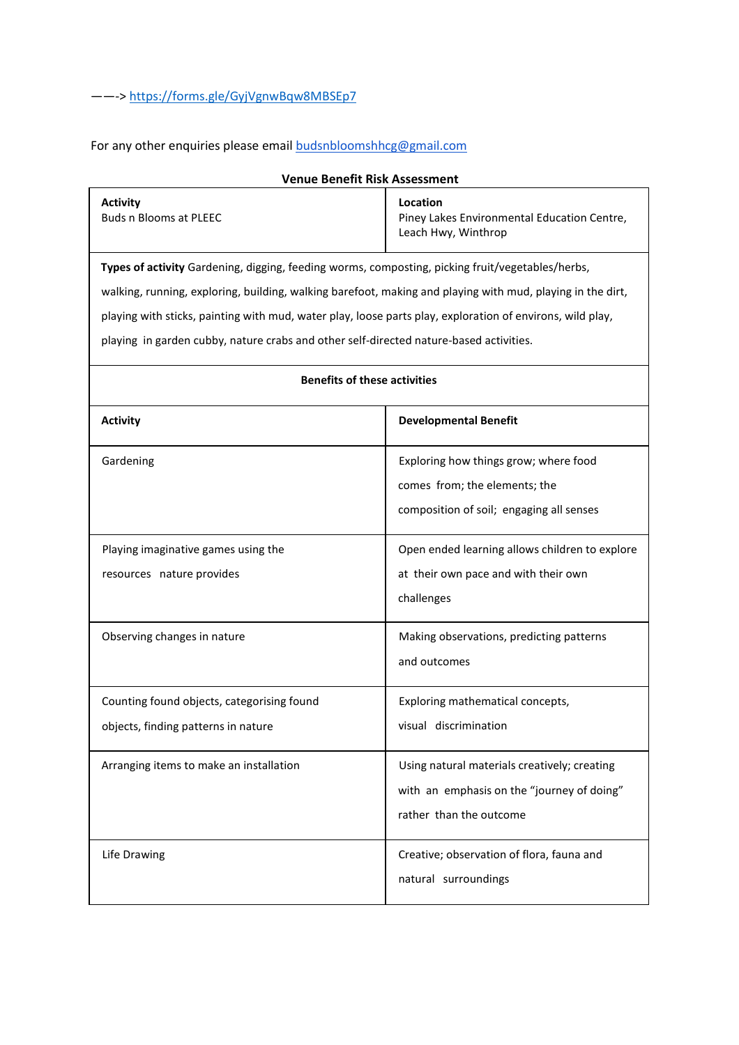——-> https://forms.gle/GyjVgnwBqw8MBSEp7

For any other enquiries please email budsnbloomshhcg@gmail.com

**Venue Benefit Risk Assessment**

| **Activity**<br>Buds n Blooms at PLEEC | **Location**<br>Piney Lakes Environmental Education Centre, Leach Hwy, Winthrop |
|---|---|
| **Types of activity** Gardening, digging, feeding worms, composting, picking fruit/vegetables/herbs, walking, running, exploring, building, walking barefoot, making and playing with mud, playing in the dirt, playing with sticks, painting with mud, water play, loose parts play, exploration of environs, wild play, playing in garden cubby, nature crabs and other self-directed nature-based activities. | |
| **Benefits of these activities** | |
| **Activity** | **Developmental Benefit** |
| Gardening | Exploring how things grow; where food comes from; the elements; the composition of soil; engaging all senses |
| Playing imaginative games using the resources nature provides | Open ended learning allows children to explore at their own pace and with their own challenges |
| Observing changes in nature | Making observations, predicting patterns and outcomes |
| Counting found objects, categorising found objects, finding patterns in nature | Exploring mathematical concepts, visual discrimination |
| Arranging items to make an installation | Using natural materials creatively; creating with an emphasis on the "journey of doing" rather than the outcome |
| Life Drawing | Creative; observation of flora, fauna and natural surroundings |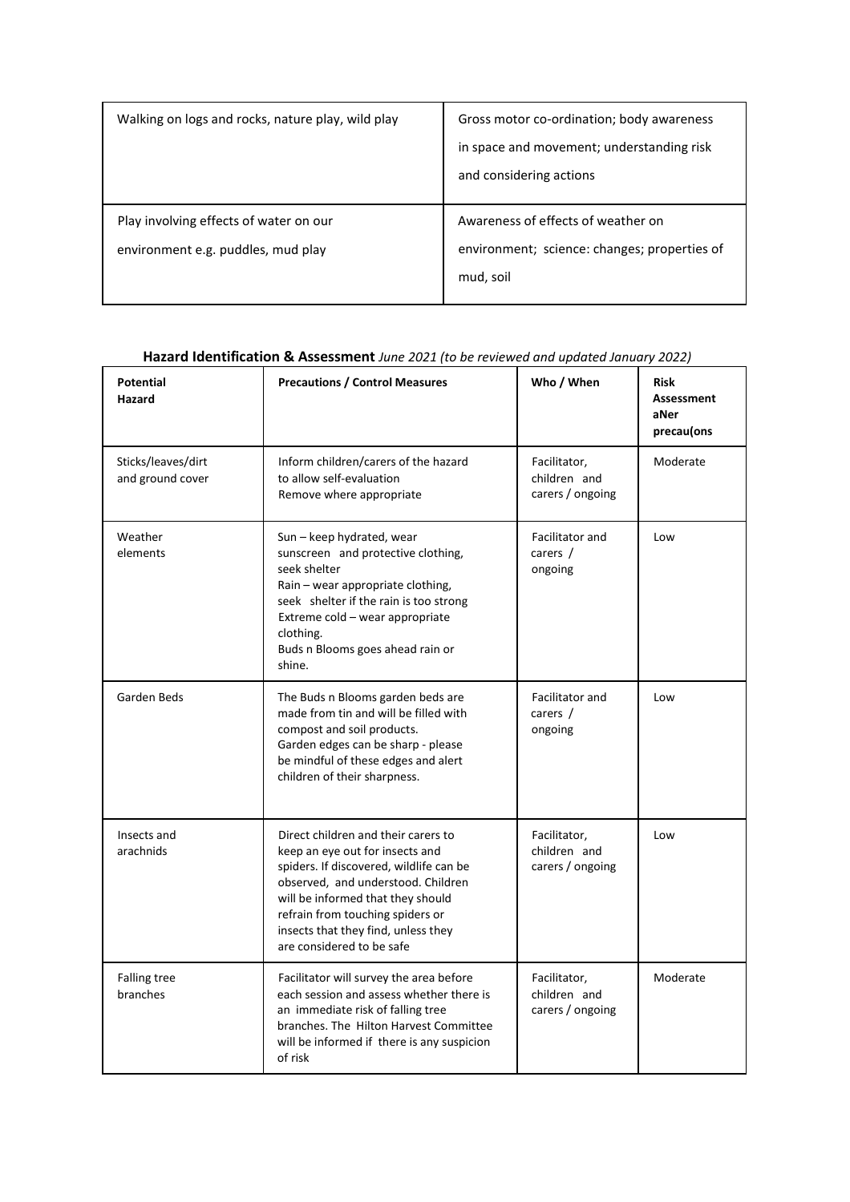| Walking on logs and rocks, nature play, wild play | Gross motor co-ordination; body awareness in space and movement; understanding risk and considering actions |
|---|---|
| Play involving effects of water on our environment e.g. puddles, mud play | Awareness of effects of weather on environment; science: changes; properties of mud, soil |

**Hazard Identification & Assessment** *June 2021 (to be reviewed and updated January 2022)*

| **Potential Hazard** | **Precautions / Control Measures** | **Who / When** | **Risk Assessment aNer precau(ons** |
|---|---|---|---|
| Sticks/leaves/dirt and ground cover | Inform children/carers of the hazard to allow self-evaluation<br>Remove where appropriate | Facilitator, children and carers / ongoing | Moderate |
| Weather elements | Sun – keep hydrated, wear sunscreen and protective clothing, seek shelter<br>Rain – wear appropriate clothing, seek shelter if the rain is too strong<br>Extreme cold – wear appropriate clothing.<br>Buds n Blooms goes ahead rain or shine. | Facilitator and carers / ongoing | Low |
| Garden Beds | The Buds n Blooms garden beds are made from tin and will be filled with compost and soil products.<br>Garden edges can be sharp - please be mindful of these edges and alert children of their sharpness. | Facilitator and carers / ongoing | Low |
| Insects and arachnids | Direct children and their carers to keep an eye out for insects and spiders. If discovered, wildlife can be observed, and understood. Children will be informed that they should refrain from touching spiders or insects that they find, unless they are considered to be safe | Facilitator, children and carers / ongoing | Low |
| Falling tree branches | Facilitator will survey the area before each session and assess whether there is an immediate risk of falling tree branches. The Hilton Harvest Committee will be informed if there is any suspicion of risk | Facilitator, children and carers / ongoing | Moderate |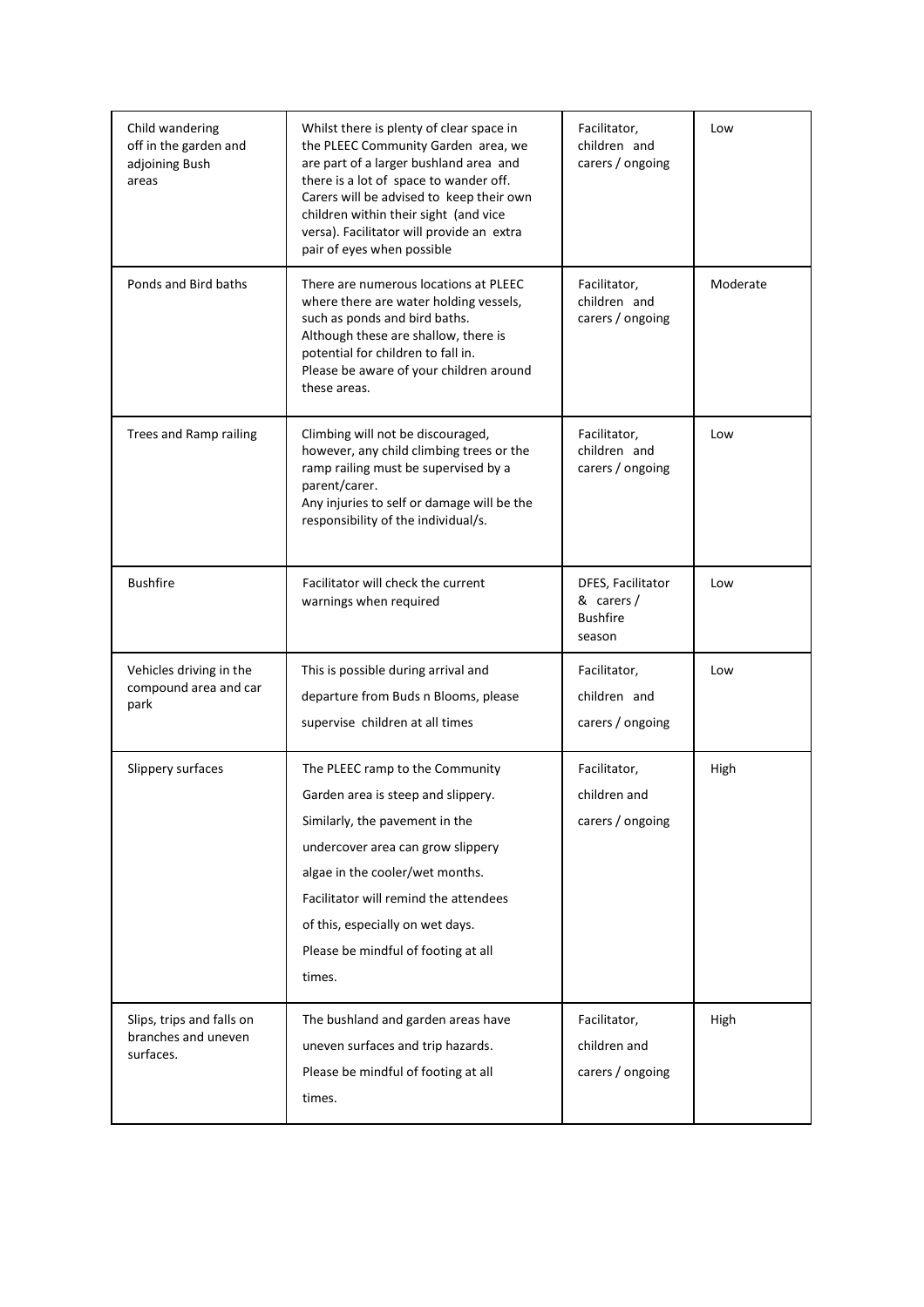| Child wandering off in the garden and adjoining Bush areas | Whilst there is plenty of clear space in the PLEEC Community Garden area, we are part of a larger bushland area and there is a lot of space to wander off. Carers will be advised to keep their own children within their sight (and vice versa). Facilitator will provide an extra pair of eyes when possible | Facilitator, children and carers / ongoing | Low |
|---|---|---|---|
| Ponds and Bird baths | There are numerous locations at PLEEC where there are water holding vessels, such as ponds and bird baths. Although these are shallow, there is potential for children to fall in. Please be aware of your children around these areas. | Facilitator, children and carers / ongoing | Moderate |
| Trees and Ramp railing | Climbing will not be discouraged, however, any child climbing trees or the ramp railing must be supervised by a parent/carer. Any injuries to self or damage will be the responsibility of the individual/s. | Facilitator, children and carers / ongoing | Low |
| Bushfire | Facilitator will check the current warnings when required | DFES, Facilitator & carers / Bushfire season | Low |
| Vehicles driving in the compound area and car park | This is possible during arrival and departure from Buds n Blooms, please supervise children at all times | Facilitator, children and carers / ongoing | Low |
| Slippery surfaces | The PLEEC ramp to the Community Garden area is steep and slippery. Similarly, the pavement in the undercover area can grow slippery algae in the cooler/wet months. Facilitator will remind the attendees of this, especially on wet days. Please be mindful of footing at all times. | Facilitator, children and carers / ongoing | High |
| Slips, trips and falls on branches and uneven surfaces. | The bushland and garden areas have uneven surfaces and trip hazards. Please be mindful of footing at all times. | Facilitator, children and carers / ongoing | High |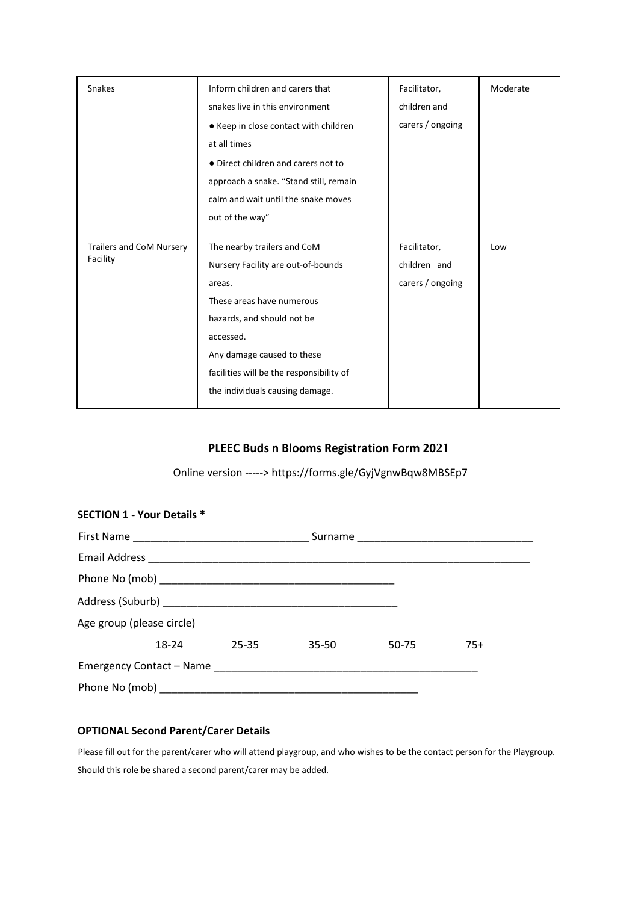| Snakes | Inform children and carers that snakes live in this environment<br>● Keep in close contact with children at all times<br>● Direct children and carers not to approach a snake. "Stand still, remain calm and wait until the snake moves out of the way" | Facilitator, children and carers / ongoing | Moderate |
|---|---|---|---|
| Trailers and CoM Nursery Facility | The nearby trailers and CoM Nursery Facility are out-of-bounds areas.<br>These areas have numerous hazards, and should not be accessed.<br>Any damage caused to these facilities will be the responsibility of the individuals causing damage. | Facilitator, children and carers / ongoing | Low |

## PLEEC Buds n Blooms Registration Form 2021

Online version -----> https://forms.gle/GyjVgnwBqw8MBSEp7

### SECTION 1 - Your Details *

First Name ______________________________ Surname ______________________________

Email Address ____________________________________________________________________

Phone No (mob) __________________________________________

Address (Suburb) _________________________________________

Age group (please circle)

18-24 25-35 35-50 50-75 75+

Emergency Contact – Name ______________________________________________

Phone No (mob) _______________________________________________

### OPTIONAL Second Parent/Carer Details

Please fill out for the parent/carer who will attend playgroup, and who wishes to be the contact person for the Playgroup. Should this role be shared a second parent/carer may be added.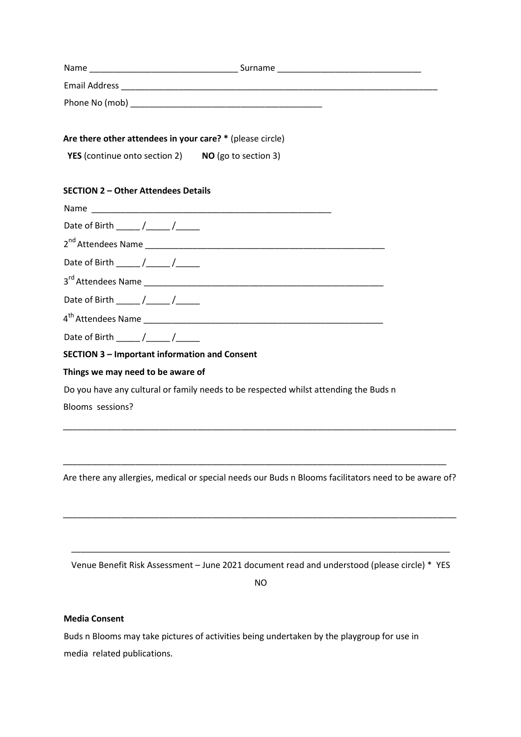Name ______________________________ Surname ______________________________

Email Address ______________________________________________________________________

Phone No (mob) ________________________________________

**Are there other attendees in your care? *** (please circle)

**YES** (continue onto section 2) **NO** (go to section 3)

**SECTION 2 – Other Attendees Details**

Name ___________________________________________________

Date of Birth _____ /_____ /_____

2nd Attendees Name ____________________________________________________

Date of Birth _____ /_____ /_____

3rd Attendees Name ____________________________________________________

Date of Birth _____ /_____ /_____

4th Attendees Name ____________________________________________________

Date of Birth _____ /_____ /_____

**SECTION 3 – Important information and Consent**

**Things we may need to be aware of**

Do you have any cultural or family needs to be respected whilst attending the Buds n Blooms sessions?

_____________________________________________________________________________________

_____________________________________________________________________________________

Are there any allergies, medical or special needs our Buds n Blooms facilitators need to be aware of?

_____________________________________________________________________________________

_____________________________________________________________________________________

Venue Benefit Risk Assessment – June 2021 document read and understood (please circle) * YES NO

**Media Consent**

Buds n Blooms may take pictures of activities being undertaken by the playgroup for use in media related publications.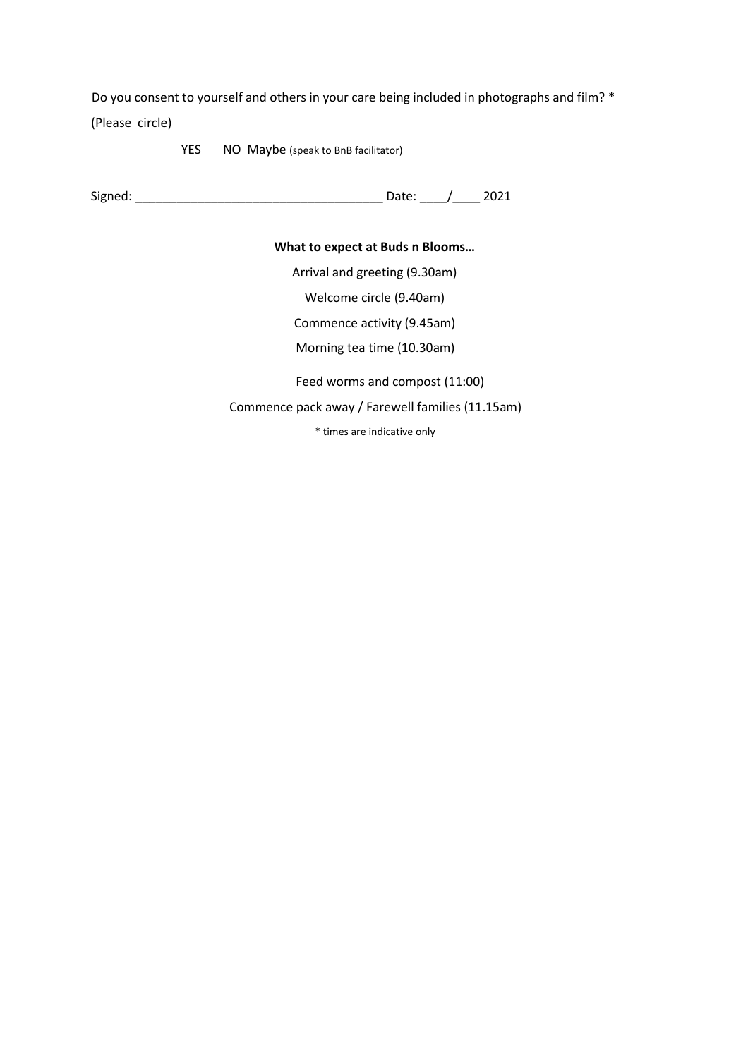Do you consent to yourself and others in your care being included in photographs and film? *

(Please circle)

YES NO Maybe (speak to BnB facilitator)

Signed: ___________________________________ Date: ____/____ 2021

**What to expect at Buds n Blooms…**

Arrival and greeting (9.30am)

Welcome circle (9.40am)

Commence activity (9.45am)

Morning tea time (10.30am)

Feed worms and compost (11:00)

Commence pack away / Farewell families (11.15am)

* times are indicative only